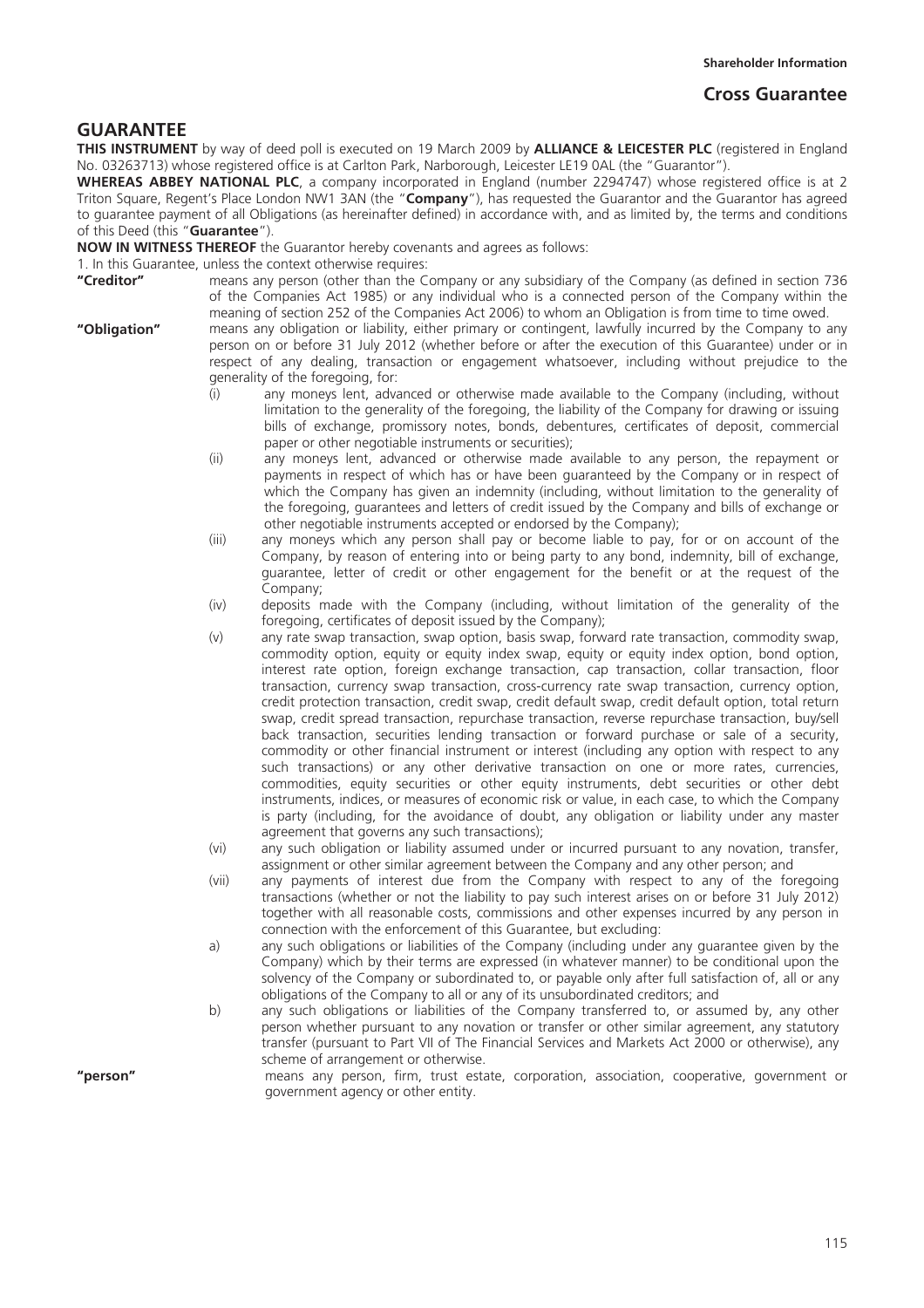# GUARANTEE

**THIS INSTRUMENT** by way of deed poll is executed on 19 March 2009 by **ALLIANCE & LEICESTER PLC** (registered in England No. 03263713) whose registered office is at Carlton Park, Narborough, Leicester LE19 0AL (the "Guarantor").

**WHEREAS ABBEY NATIONAL PLC**, a company incorporated in England (number 2294747) whose registered office is at 2 Triton Square, Regent's Place London NW1 3AN (the "**Company**"), has requested the Guarantor and the Guarantor has agreed to guarantee payment of all Obligations (as hereinafter defined) in accordance with, and as limited by, the terms and conditions of this Deed (this "**Guarantee**").

**NOW IN WITNESS THEREOF** the Guarantor hereby covenants and agrees as follows:

1. In this Guarantee, unless the context otherwise requires:

**"Creditor"** means any person (other than the Company or any subsidiary of the Company (as defined in section 736 of the Companies Act 1985) or any individual who is a connected person of the Company within the meaning of section 252 of the Companies Act 2006) to whom an Obligation is from time to time owed.

**"Obligation"** means any obligation or liability, either primary or contingent, lawfully incurred by the Company to any person on or before 31 July 2012 (whether before or after the execution of this Guarantee) under or in respect of any dealing, transaction or engagement whatsoever, including without prejudice to the generality of the foregoing, for:

- (i) any moneys lent, advanced or otherwise made available to the Company (including, without limitation to the generality of the foregoing, the liability of the Company for drawing or issuing bills of exchange, promissory notes, bonds, debentures, certificates of deposit, commercial paper or other negotiable instruments or securities);
- (ii) any moneys lent, advanced or otherwise made available to any person, the repayment or payments in respect of which has or have been guaranteed by the Company or in respect of which the Company has given an indemnity (including, without limitation to the generality of the foregoing, guarantees and letters of credit issued by the Company and bills of exchange or other negotiable instruments accepted or endorsed by the Company);
- (iii) any moneys which any person shall pay or become liable to pay, for or on account of the Company, by reason of entering into or being party to any bond, indemnity, bill of exchange, guarantee, letter of credit or other engagement for the benefit or at the request of the Company;
- (iv) deposits made with the Company (including, without limitation of the generality of the foregoing, certificates of deposit issued by the Company);
- (v) any rate swap transaction, swap option, basis swap, forward rate transaction, commodity swap, commodity option, equity or equity index swap, equity or equity index option, bond option, interest rate option, foreign exchange transaction, cap transaction, collar transaction, floor transaction, currency swap transaction, cross-currency rate swap transaction, currency option, credit protection transaction, credit swap, credit default swap, credit default option, total return swap, credit spread transaction, repurchase transaction, reverse repurchase transaction, buy/sell back transaction, securities lending transaction or forward purchase or sale of a security, commodity or other financial instrument or interest (including any option with respect to any such transactions) or any other derivative transaction on one or more rates, currencies, commodities, equity securities or other equity instruments, debt securities or other debt instruments, indices, or measures of economic risk or value, in each case, to which the Company is party (including, for the avoidance of doubt, any obligation or liability under any master agreement that governs any such transactions);
- (vi) any such obligation or liability assumed under or incurred pursuant to any novation, transfer, assignment or other similar agreement between the Company and any other person; and
- (vii) any payments of interest due from the Company with respect to any of the foregoing transactions (whether or not the liability to pay such interest arises on or before 31 July 2012) together with all reasonable costs, commissions and other expenses incurred by any person in connection with the enforcement of this Guarantee, but excluding:
- a) any such obligations or liabilities of the Company (including under any guarantee given by the Company) which by their terms are expressed (in whatever manner) to be conditional upon the solvency of the Company or subordinated to, or payable only after full satisfaction of, all or any obligations of the Company to all or any of its unsubordinated creditors; and
- b) any such obligations or liabilities of the Company transferred to, or assumed by, any other person whether pursuant to any novation or transfer or other similar agreement, any statutory transfer (pursuant to Part VII of The Financial Services and Markets Act 2000 or otherwise), any scheme of arrangement or otherwise.

**"person"** means any person, firm, trust estate, corporation, association, cooperative, government or government agency or other entity.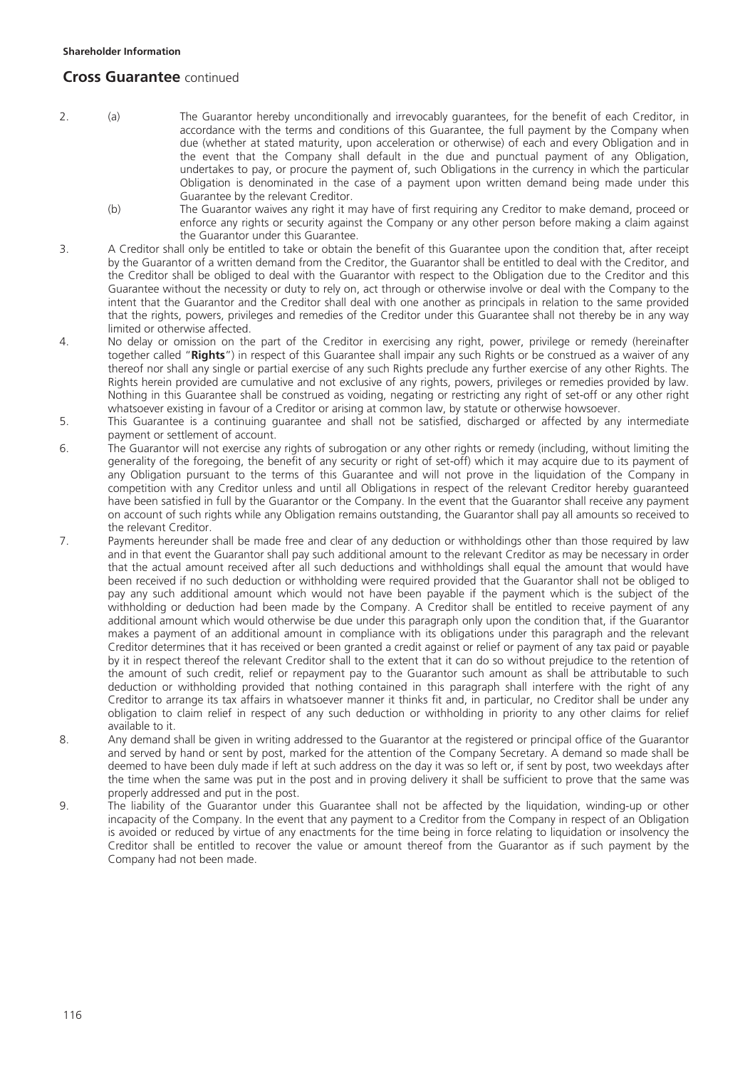## Cross Guarantee continued

2. (a) The Guarantor hereby unconditionally and irrevocably guarantees, for the benefit of each Creditor, in accordance with the terms and conditions of this Guarantee, the full payment by the Company when due (whether at stated maturity, upon acceleration or otherwise) of each and every Obligation and in the event that the Company shall default in the due and punctual payment of any Obligation, undertakes to pay, or procure the payment of, such Obligations in the currency in which the particular Obligation is denominated in the case of a payment upon written demand being made under this Guarantee by the relevant Creditor.

   (b) The Guarantor waives any right it may have of first requiring any Creditor to make demand, proceed or enforce any rights or security against the Company or any other person before making a claim against the Guarantor under this Guarantee.

3. A Creditor shall only be entitled to take or obtain the benefit of this Guarantee upon the condition that, after receipt by the Guarantor of a written demand from the Creditor, the Guarantor shall be entitled to deal with the Creditor, and the Creditor shall be obliged to deal with the Guarantor with respect to the Obligation due to the Creditor and this Guarantee without the necessity or duty to rely on, act through or otherwise involve or deal with the Company to the intent that the Guarantor and the Creditor shall deal with one another as principals in relation to the same provided that the rights, powers, privileges and remedies of the Creditor under this Guarantee shall not thereby be in any way limited or otherwise affected.

4. No delay or omission on the part of the Creditor in exercising any right, power, privilege or remedy (hereinafter together called "**Rights**") in respect of this Guarantee shall impair any such Rights or be construed as a waiver of any thereof nor shall any single or partial exercise of any such Rights preclude any further exercise of any other Rights. The Rights herein provided are cumulative and not exclusive of any rights, powers, privileges or remedies provided by law. Nothing in this Guarantee shall be construed as voiding, negating or restricting any right of set-off or any other right whatsoever existing in favour of a Creditor or arising at common law, by statute or otherwise howsoever.

5. This Guarantee is a continuing guarantee and shall not be satisfied, discharged or affected by any intermediate payment or settlement of account.

6. The Guarantor will not exercise any rights of subrogation or any other rights or remedy (including, without limiting the generality of the foregoing, the benefit of any security or right of set-off) which it may acquire due to its payment of any Obligation pursuant to the terms of this Guarantee and will not prove in the liquidation of the Company in competition with any Creditor unless and until all Obligations in respect of the relevant Creditor hereby guaranteed have been satisfied in full by the Guarantor or the Company. In the event that the Guarantor shall receive any payment on account of such rights while any Obligation remains outstanding, the Guarantor shall pay all amounts so received to the relevant Creditor.

7. Payments hereunder shall be made free and clear of any deduction or withholdings other than those required by law and in that event the Guarantor shall pay such additional amount to the relevant Creditor as may be necessary in order that the actual amount received after all such deductions and withholdings shall equal the amount that would have been received if no such deduction or withholding were required provided that the Guarantor shall not be obliged to pay any such additional amount which would not have been payable if the payment which is the subject of the withholding or deduction had been made by the Company. A Creditor shall be entitled to receive payment of any additional amount which would otherwise be due under this paragraph only upon the condition that, if the Guarantor makes a payment of an additional amount in compliance with its obligations under this paragraph and the relevant Creditor determines that it has received or been granted a credit against or relief or payment of any tax paid or payable by it in respect thereof the relevant Creditor shall to the extent that it can do so without prejudice to the retention of the amount of such credit, relief or repayment pay to the Guarantor such amount as shall be attributable to such deduction or withholding provided that nothing contained in this paragraph shall interfere with the right of any Creditor to arrange its tax affairs in whatsoever manner it thinks fit and, in particular, no Creditor shall be under any obligation to claim relief in respect of any such deduction or withholding in priority to any other claims for relief available to it.

8. Any demand shall be given in writing addressed to the Guarantor at the registered or principal office of the Guarantor and served by hand or sent by post, marked for the attention of the Company Secretary. A demand so made shall be deemed to have been duly made if left at such address on the day it was so left or, if sent by post, two weekdays after the time when the same was put in the post and in proving delivery it shall be sufficient to prove that the same was properly addressed and put in the post.

9. The liability of the Guarantor under this Guarantee shall not be affected by the liquidation, winding-up or other incapacity of the Company. In the event that any payment to a Creditor from the Company in respect of an Obligation is avoided or reduced by virtue of any enactments for the time being in force relating to liquidation or insolvency the Creditor shall be entitled to recover the value or amount thereof from the Guarantor as if such payment by the Company had not been made.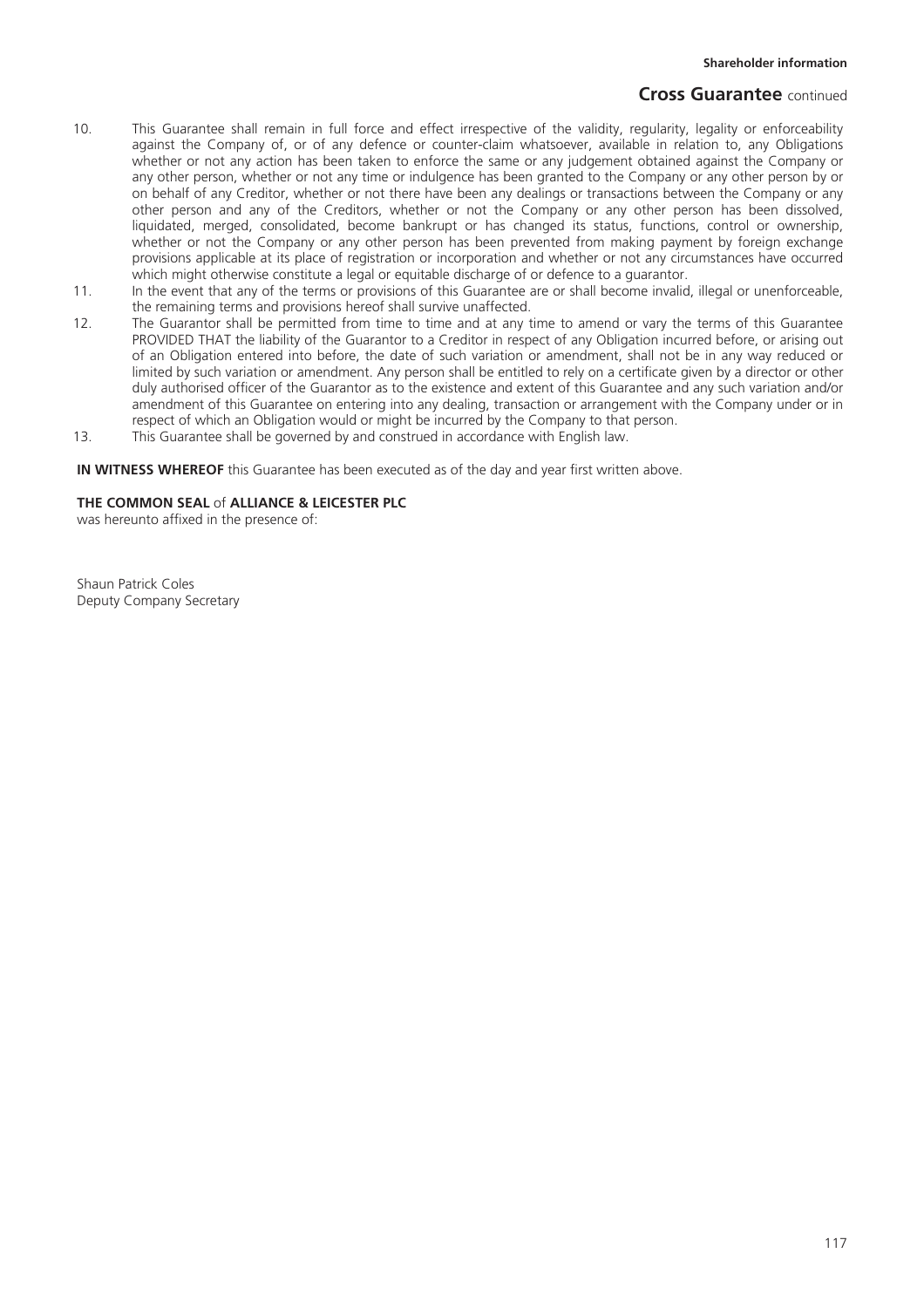## Cross Guarantee continued

10. This Guarantee shall remain in full force and effect irrespective of the validity, regularity, legality or enforceability against the Company of, or of any defence or counter-claim whatsoever, available in relation to, any Obligations whether or not any action has been taken to enforce the same or any judgement obtained against the Company or any other person, whether or not any time or indulgence has been granted to the Company or any other person by or on behalf of any Creditor, whether or not there have been any dealings or transactions between the Company or any other person and any of the Creditors, whether or not the Company or any other person has been dissolved, liquidated, merged, consolidated, become bankrupt or has changed its status, functions, control or ownership, whether or not the Company or any other person has been prevented from making payment by foreign exchange provisions applicable at its place of registration or incorporation and whether or not any circumstances have occurred which might otherwise constitute a legal or equitable discharge of or defence to a guarantor.
11. In the event that any of the terms or provisions of this Guarantee are or shall become invalid, illegal or unenforceable, the remaining terms and provisions hereof shall survive unaffected.
12. The Guarantor shall be permitted from time to time and at any time to amend or vary the terms of this Guarantee PROVIDED THAT the liability of the Guarantor to a Creditor in respect of any Obligation incurred before, or arising out of an Obligation entered into before, the date of such variation or amendment, shall not be in any way reduced or limited by such variation or amendment. Any person shall be entitled to rely on a certificate given by a director or other duly authorised officer of the Guarantor as to the existence and extent of this Guarantee and any such variation and/or amendment of this Guarantee on entering into any dealing, transaction or arrangement with the Company under or in respect of which an Obligation would or might be incurred by the Company to that person.
13. This Guarantee shall be governed by and construed in accordance with English law.

**IN WITNESS WHEREOF** this Guarantee has been executed as of the day and year first written above.

**THE COMMON SEAL** of **ALLIANCE & LEICESTER PLC**
was hereunto affixed in the presence of:

Shaun Patrick Coles
Deputy Company Secretary